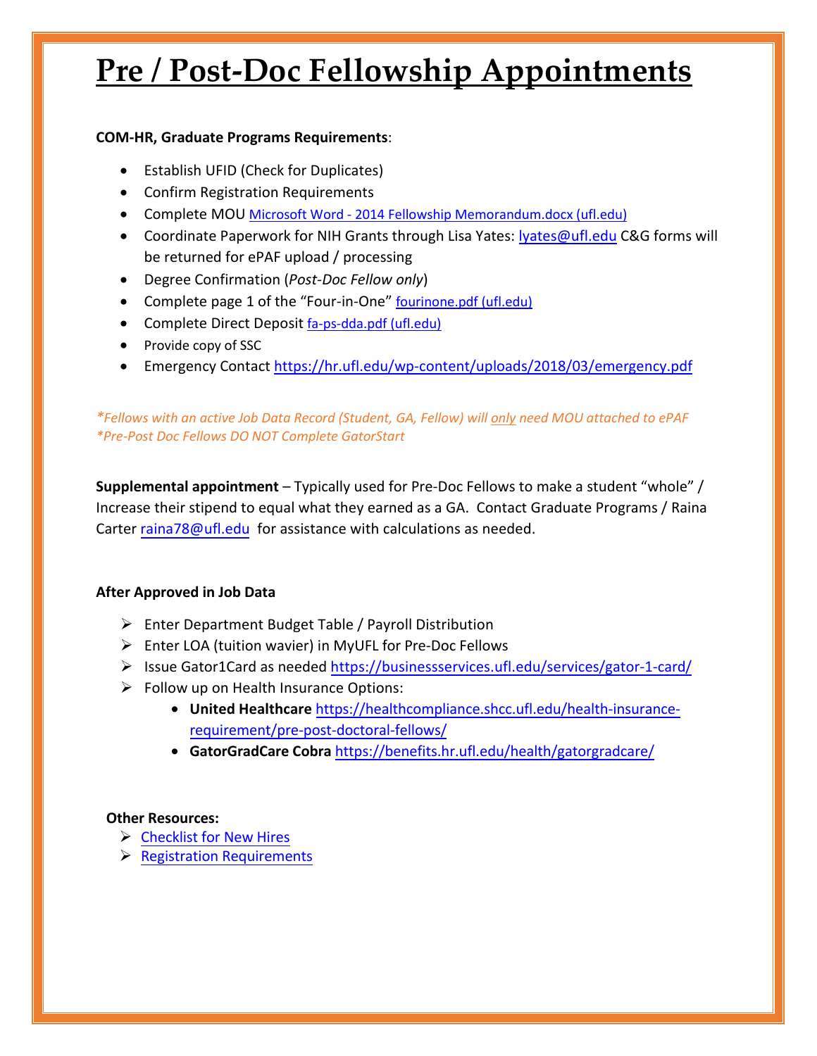# Pre / Post-Doc Fellowship Appointments

**COM-HR, Graduate Programs Requirements**:

- Establish UFID (Check for Duplicates)
- Confirm Registration Requirements
- Complete MOU [Microsoft Word - 2014 Fellowship Memorandum.docx (ufl.edu)]
- Coordinate Paperwork for NIH Grants through Lisa Yates: lyates@ufl.edu C&G forms will be returned for ePAF upload / processing
- Degree Confirmation (*Post-Doc Fellow only*)
- Complete page 1 of the "Four-in-One" fourinone.pdf (ufl.edu)
- Complete Direct Deposit fa-ps-dda.pdf (ufl.edu)
- Provide copy of SSC
- Emergency Contact https://hr.ufl.edu/wp-content/uploads/2018/03/emergency.pdf

*\*Fellows with an active Job Data Record (Student, GA, Fellow) will only need MOU attached to ePAF*
*\*Pre-Post Doc Fellows DO NOT Complete GatorStart*

**Supplemental appointment** – Typically used for Pre-Doc Fellows to make a student "whole" / Increase their stipend to equal what they earned as a GA. Contact Graduate Programs / Raina Carter raina78@ufl.edu for assistance with calculations as needed.

**After Approved in Job Data**

- Enter Department Budget Table / Payroll Distribution
- Enter LOA (tuition wavier) in MyUFL for Pre-Doc Fellows
- Issue Gator1Card as needed https://businessservices.ufl.edu/services/gator-1-card/
- Follow up on Health Insurance Options:
  - **United Healthcare** https://healthcompliance.shcc.ufl.edu/health-insurance-requirement/pre-post-doctoral-fellows/
  - **GatorGradCare Cobra** https://benefits.hr.ufl.edu/health/gatorgradcare/

**Other Resources:**

- Checklist for New Hires
- Registration Requirements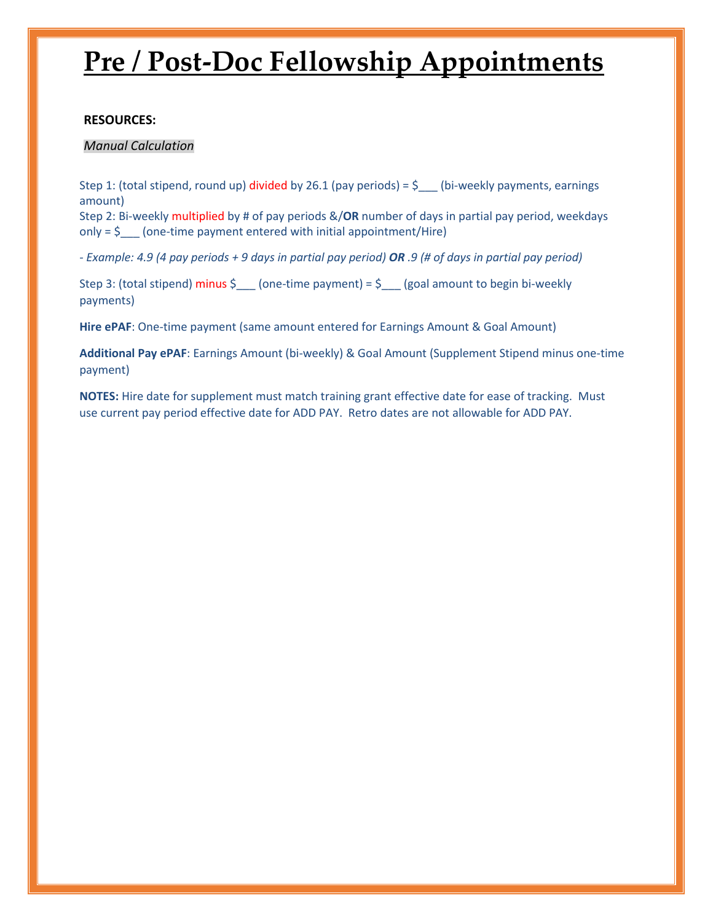# Pre / Post-Doc Fellowship Appointments

**RESOURCES:**

*Manual Calculation*

Step 1: (total stipend, round up) divided by 26.1 (pay periods) = $___ (bi-weekly payments, earnings amount)
Step 2: Bi-weekly multiplied by # of pay periods &/**OR** number of days in partial pay period, weekdays only = $___ (one-time payment entered with initial appointment/Hire)

*- Example: 4.9 (4 pay periods + 9 days in partial pay period)* ***OR*** *.9 (# of days in partial pay period)*

Step 3: (total stipend) minus $___ (one-time payment) = $___ (goal amount to begin bi-weekly payments)

**Hire ePAF**: One-time payment (same amount entered for Earnings Amount & Goal Amount)

**Additional Pay ePAF**: Earnings Amount (bi-weekly) & Goal Amount (Supplement Stipend minus one-time payment)

**NOTES:** Hire date for supplement must match training grant effective date for ease of tracking. Must use current pay period effective date for ADD PAY. Retro dates are not allowable for ADD PAY.